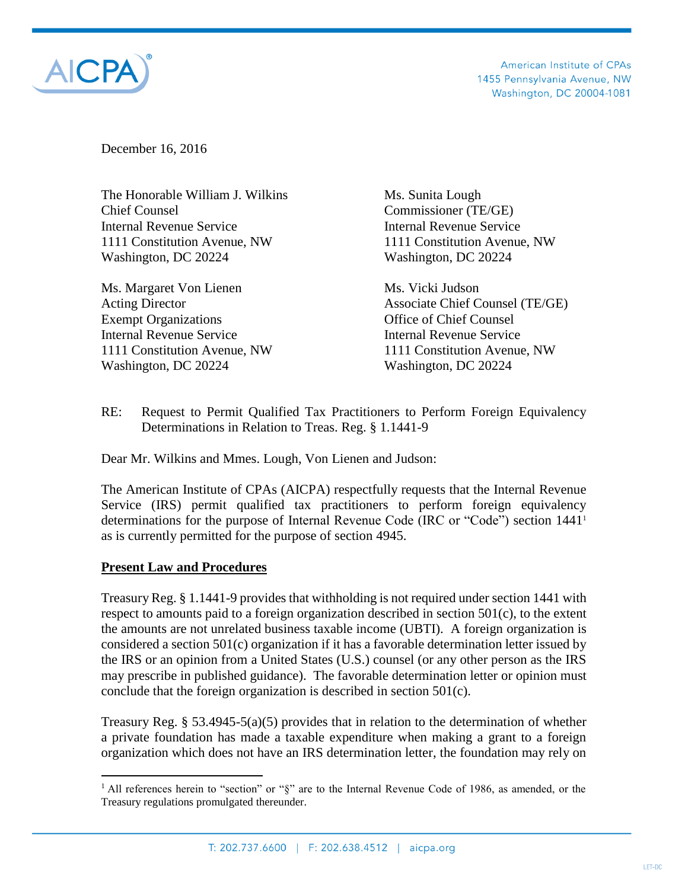AICPA®

American Institute of CPAs
1455 Pennsylvania Avenue, NW
Washington, DC 20004-1081

December 16, 2016

The Honorable William J. Wilkins
Chief Counsel
Internal Revenue Service
1111 Constitution Avenue, NW
Washington, DC 20224

Ms. Sunita Lough
Commissioner (TE/GE)
Internal Revenue Service
1111 Constitution Avenue, NW
Washington, DC 20224

Ms. Margaret Von Lienen
Acting Director
Exempt Organizations
Internal Revenue Service
1111 Constitution Avenue, NW
Washington, DC 20224

Ms. Vicki Judson
Associate Chief Counsel (TE/GE)
Office of Chief Counsel
Internal Revenue Service
1111 Constitution Avenue, NW
Washington, DC 20224

RE: Request to Permit Qualified Tax Practitioners to Perform Foreign Equivalency Determinations in Relation to Treas. Reg. § 1.1441-9

Dear Mr. Wilkins and Mmes. Lough, Von Lienen and Judson:

The American Institute of CPAs (AICPA) respectfully requests that the Internal Revenue Service (IRS) permit qualified tax practitioners to perform foreign equivalency determinations for the purpose of Internal Revenue Code (IRC or "Code") section 1441[1] as is currently permitted for the purpose of section 4945.

**Present Law and Procedures**

Treasury Reg. § 1.1441-9 provides that withholding is not required under section 1441 with respect to amounts paid to a foreign organization described in section 501(c), to the extent the amounts are not unrelated business taxable income (UBTI). A foreign organization is considered a section 501(c) organization if it has a favorable determination letter issued by the IRS or an opinion from a United States (U.S.) counsel (or any other person as the IRS may prescribe in published guidance). The favorable determination letter or opinion must conclude that the foreign organization is described in section 501(c).

Treasury Reg. § 53.4945-5(a)(5) provides that in relation to the determination of whether a private foundation has made a taxable expenditure when making a grant to a foreign organization which does not have an IRS determination letter, the foundation may rely on

[1] All references herein to "section" or "§" are to the Internal Revenue Code of 1986, as amended, or the Treasury regulations promulgated thereunder.

T: 202.737.6600 | F: 202.638.4512 | aicpa.org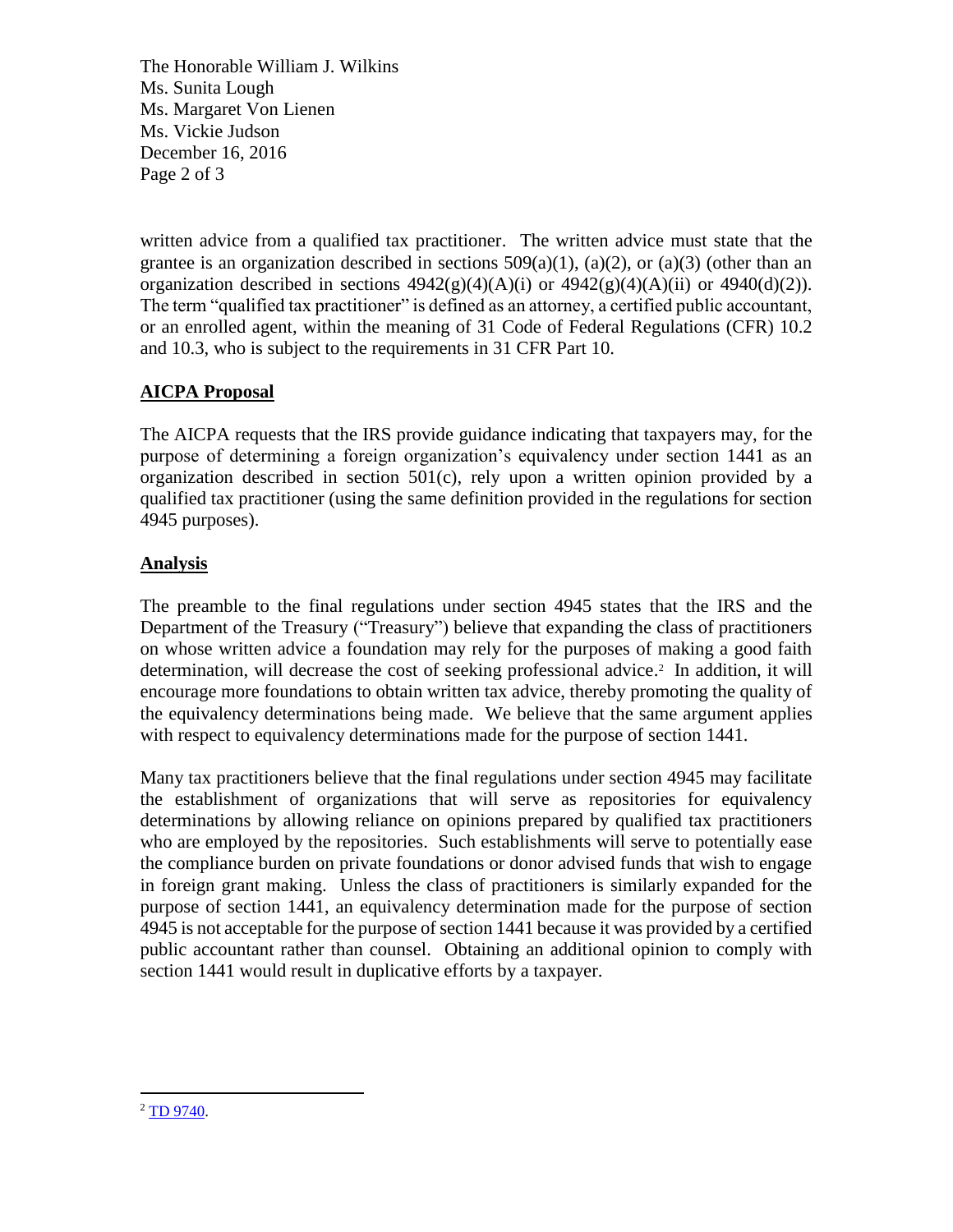written advice from a qualified tax practitioner. The written advice must state that the grantee is an organization described in sections 509(a)(1), (a)(2), or (a)(3) (other than an organization described in sections 4942(g)(4)(A)(i) or 4942(g)(4)(A)(ii) or 4940(d)(2)). The term "qualified tax practitioner" is defined as an attorney, a certified public accountant, or an enrolled agent, within the meaning of 31 Code of Federal Regulations (CFR) 10.2 and 10.3, who is subject to the requirements in 31 CFR Part 10.

## AICPA Proposal

The AICPA requests that the IRS provide guidance indicating that taxpayers may, for the purpose of determining a foreign organization's equivalency under section 1441 as an organization described in section 501(c), rely upon a written opinion provided by a qualified tax practitioner (using the same definition provided in the regulations for section 4945 purposes).

## Analysis

The preamble to the final regulations under section 4945 states that the IRS and the Department of the Treasury ("Treasury") believe that expanding the class of practitioners on whose written advice a foundation may rely for the purposes of making a good faith determination, will decrease the cost of seeking professional advice.[2] In addition, it will encourage more foundations to obtain written tax advice, thereby promoting the quality of the equivalency determinations being made. We believe that the same argument applies with respect to equivalency determinations made for the purpose of section 1441.

Many tax practitioners believe that the final regulations under section 4945 may facilitate the establishment of organizations that will serve as repositories for equivalency determinations by allowing reliance on opinions prepared by qualified tax practitioners who are employed by the repositories. Such establishments will serve to potentially ease the compliance burden on private foundations or donor advised funds that wish to engage in foreign grant making. Unless the class of practitioners is similarly expanded for the purpose of section 1441, an equivalency determination made for the purpose of section 4945 is not acceptable for the purpose of section 1441 because it was provided by a certified public accountant rather than counsel. Obtaining an additional opinion to comply with section 1441 would result in duplicative efforts by a taxpayer.

---

[2] TD 9740.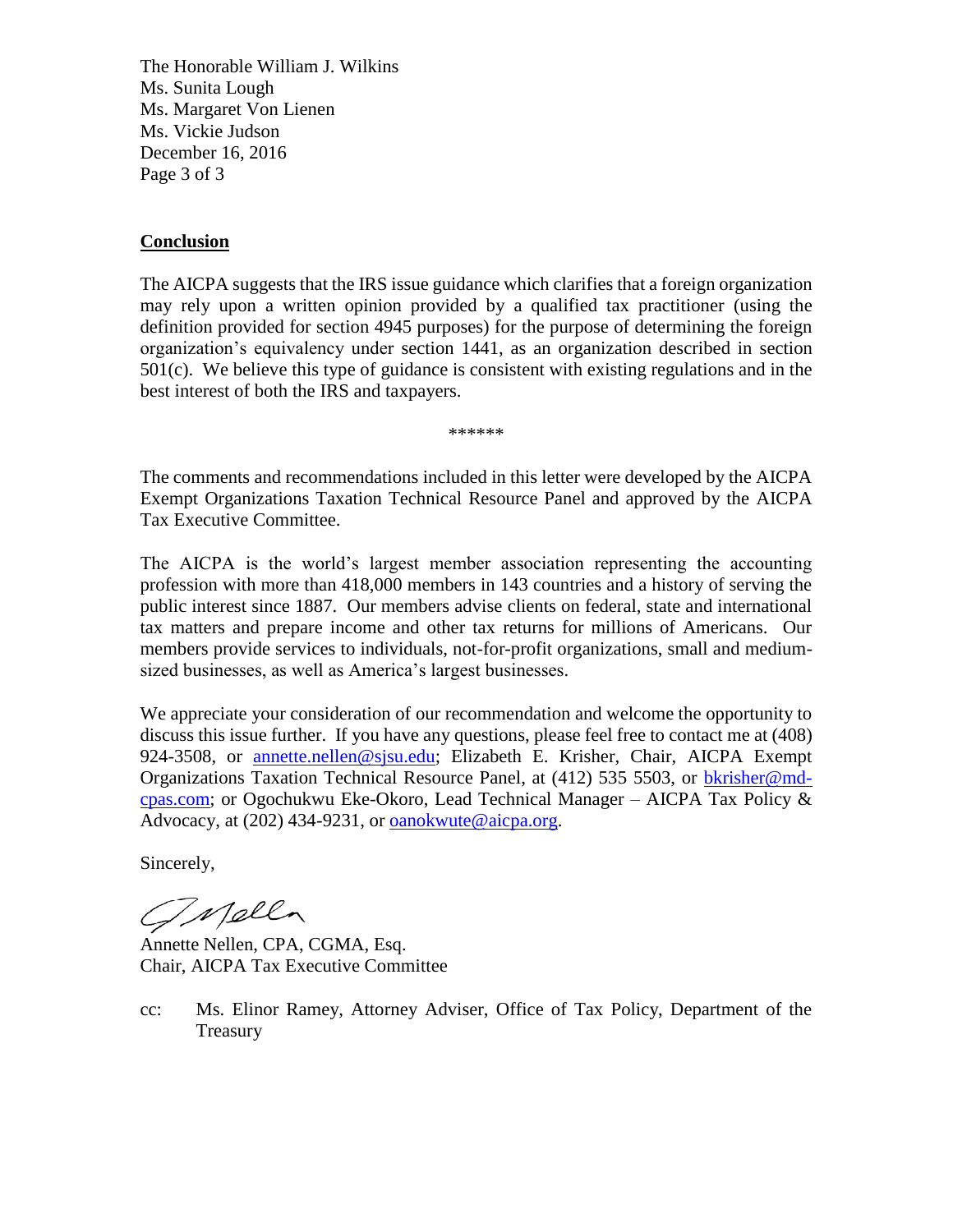## Conclusion

The AICPA suggests that the IRS issue guidance which clarifies that a foreign organization may rely upon a written opinion provided by a qualified tax practitioner (using the definition provided for section 4945 purposes) for the purpose of determining the foreign organization's equivalency under section 1441, as an organization described in section 501(c). We believe this type of guidance is consistent with existing regulations and in the best interest of both the IRS and taxpayers.

******

The comments and recommendations included in this letter were developed by the AICPA Exempt Organizations Taxation Technical Resource Panel and approved by the AICPA Tax Executive Committee.

The AICPA is the world's largest member association representing the accounting profession with more than 418,000 members in 143 countries and a history of serving the public interest since 1887. Our members advise clients on federal, state and international tax matters and prepare income and other tax returns for millions of Americans. Our members provide services to individuals, not-for-profit organizations, small and medium-sized businesses, as well as America's largest businesses.

We appreciate your consideration of our recommendation and welcome the opportunity to discuss this issue further. If you have any questions, please feel free to contact me at (408) 924-3508, or annette.nellen@sjsu.edu; Elizabeth E. Krisher, Chair, AICPA Exempt Organizations Taxation Technical Resource Panel, at (412) 535 5503, or bkrisher@md-cpas.com; or Ogochukwu Eke-Okoro, Lead Technical Manager – AICPA Tax Policy & Advocacy, at (202) 434-9231, or oanokwute@aicpa.org.

Sincerely,

Annette Nellen, CPA, CGMA, Esq.
Chair, AICPA Tax Executive Committee

cc: Ms. Elinor Ramey, Attorney Adviser, Office of Tax Policy, Department of the Treasury